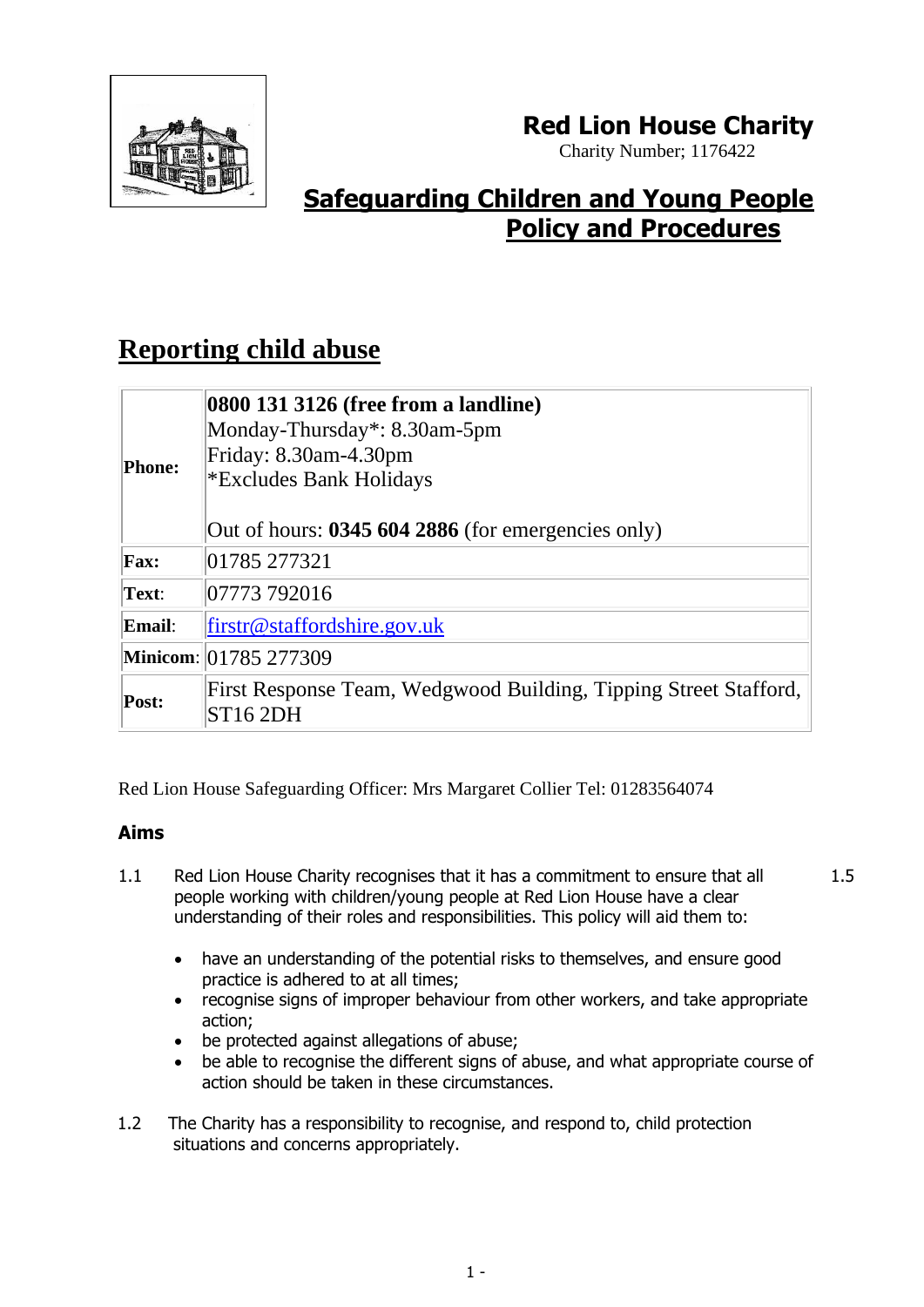# Red Lion House Charity

Charity Number; 1176422

## Safeguarding Children and Young People Policy and Procedures

## Reporting child abuse

| | |
|---|---|
| **Phone:** | **0800 131 3126 (free from a landline)**<br>Monday-Thursday*: 8.30am-5pm<br>Friday: 8.30am-4.30pm<br>*Excludes Bank Holidays<br><br>Out of hours: **0345 604 2886** (for emergencies only) |
| **Fax:** | 01785 277321 |
| **Text**: | 07773 792016 |
| **Email**: | firstr@staffordshire.gov.uk |
| **Minicom**: | 01785 277309 |
| **Post:** | First Response Team, Wedgwood Building, Tipping Street Stafford, ST16 2DH |

Red Lion House Safeguarding Officer: Mrs Margaret Collier Tel: 01283564074

### Aims

1.1 Red Lion House Charity recognises that it has a commitment to ensure that all people working with children/young people at Red Lion House have a clear understanding of their roles and responsibilities. This policy will aid them to:

1.5

- have an understanding of the potential risks to themselves, and ensure good practice is adhered to at all times;
- recognise signs of improper behaviour from other workers, and take appropriate action;
- be protected against allegations of abuse;
- be able to recognise the different signs of abuse, and what appropriate course of action should be taken in these circumstances.

1.2 The Charity has a responsibility to recognise, and respond to, child protection situations and concerns appropriately.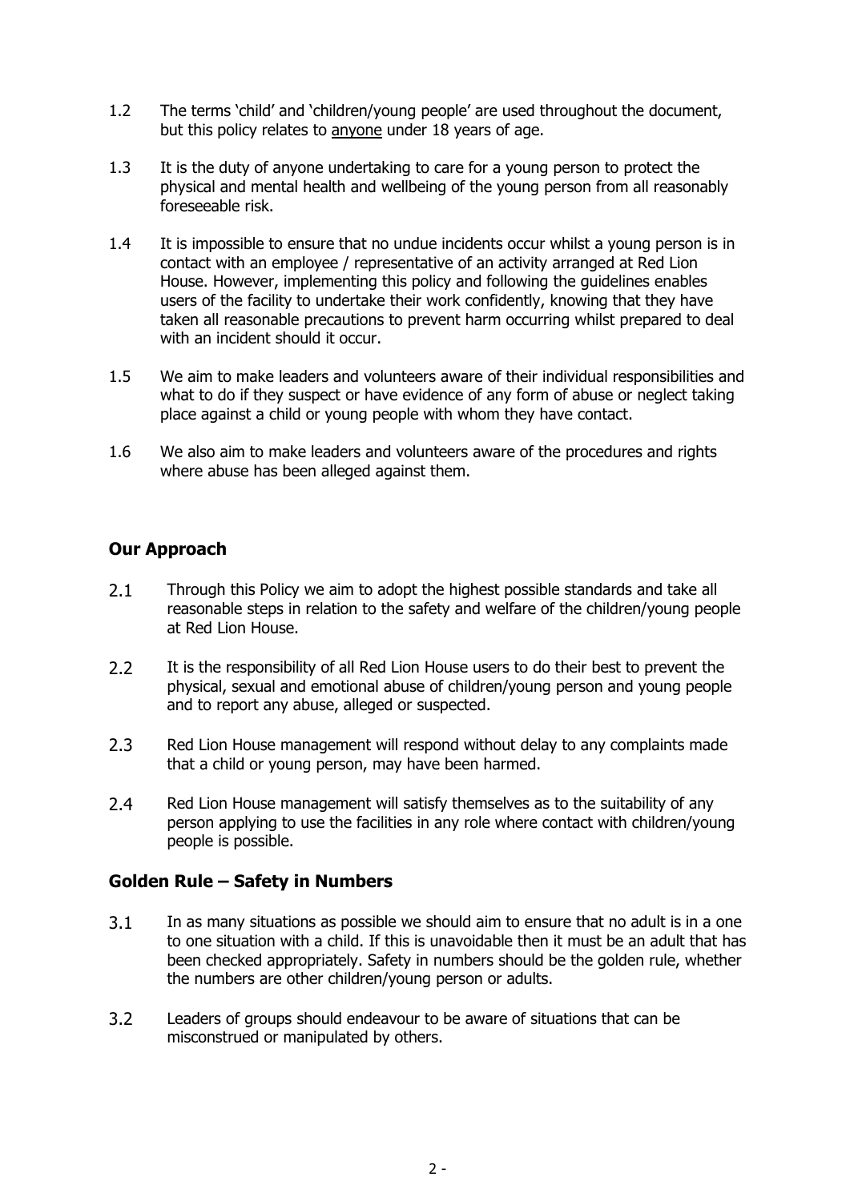1.2 The terms 'child' and 'children/young people' are used throughout the document, but this policy relates to <u>anyone</u> under 18 years of age.

1.3 It is the duty of anyone undertaking to care for a young person to protect the physical and mental health and wellbeing of the young person from all reasonably foreseeable risk.

1.4 It is impossible to ensure that no undue incidents occur whilst a young person is in contact with an employee / representative of an activity arranged at Red Lion House. However, implementing this policy and following the guidelines enables users of the facility to undertake their work confidently, knowing that they have taken all reasonable precautions to prevent harm occurring whilst prepared to deal with an incident should it occur.

1.5 We aim to make leaders and volunteers aware of their individual responsibilities and what to do if they suspect or have evidence of any form of abuse or neglect taking place against a child or young people with whom they have contact.

1.6 We also aim to make leaders and volunteers aware of the procedures and rights where abuse has been alleged against them.

## Our Approach

2.1 Through this Policy we aim to adopt the highest possible standards and take all reasonable steps in relation to the safety and welfare of the children/young people at Red Lion House.

2.2 It is the responsibility of all Red Lion House users to do their best to prevent the physical, sexual and emotional abuse of children/young person and young people and to report any abuse, alleged or suspected.

2.3 Red Lion House management will respond without delay to any complaints made that a child or young person, may have been harmed.

2.4 Red Lion House management will satisfy themselves as to the suitability of any person applying to use the facilities in any role where contact with children/young people is possible.

## Golden Rule – Safety in Numbers

3.1 In as many situations as possible we should aim to ensure that no adult is in a one to one situation with a child. If this is unavoidable then it must be an adult that has been checked appropriately. Safety in numbers should be the golden rule, whether the numbers are other children/young person or adults.

3.2 Leaders of groups should endeavour to be aware of situations that can be misconstrued or manipulated by others.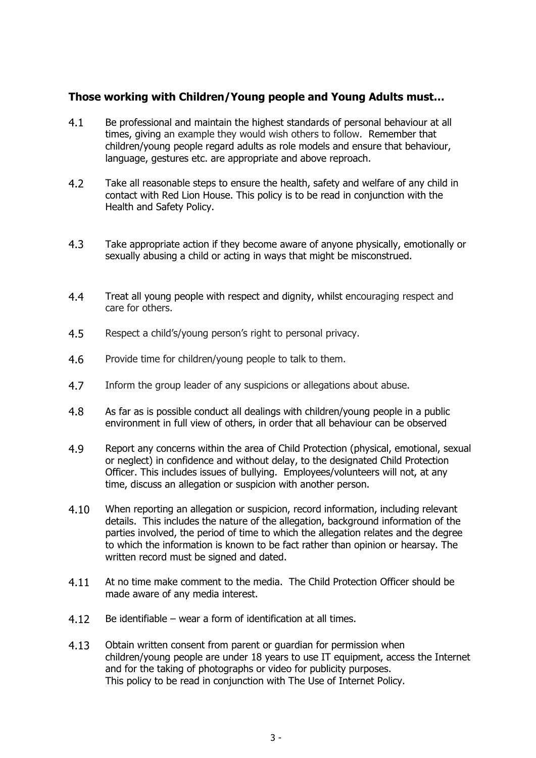### Those working with Children/Young people and Young Adults must…

4.1 Be professional and maintain the highest standards of personal behaviour at all times, giving an example they would wish others to follow. Remember that children/young people regard adults as role models and ensure that behaviour, language, gestures etc. are appropriate and above reproach.

4.2 Take all reasonable steps to ensure the health, safety and welfare of any child in contact with Red Lion House. This policy is to be read in conjunction with the Health and Safety Policy.

4.3 Take appropriate action if they become aware of anyone physically, emotionally or sexually abusing a child or acting in ways that might be misconstrued.

4.4 Treat all young people with respect and dignity, whilst encouraging respect and care for others.

4.5 Respect a child's/young person's right to personal privacy.

4.6 Provide time for children/young people to talk to them.

4.7 Inform the group leader of any suspicions or allegations about abuse.

4.8 As far as is possible conduct all dealings with children/young people in a public environment in full view of others, in order that all behaviour can be observed

4.9 Report any concerns within the area of Child Protection (physical, emotional, sexual or neglect) in confidence and without delay, to the designated Child Protection Officer. This includes issues of bullying. Employees/volunteers will not, at any time, discuss an allegation or suspicion with another person.

4.10 When reporting an allegation or suspicion, record information, including relevant details. This includes the nature of the allegation, background information of the parties involved, the period of time to which the allegation relates and the degree to which the information is known to be fact rather than opinion or hearsay. The written record must be signed and dated.

4.11 At no time make comment to the media. The Child Protection Officer should be made aware of any media interest.

4.12 Be identifiable – wear a form of identification at all times.

4.13 Obtain written consent from parent or guardian for permission when children/young people are under 18 years to use IT equipment, access the Internet and for the taking of photographs or video for publicity purposes.
This policy to be read in conjunction with The Use of Internet Policy.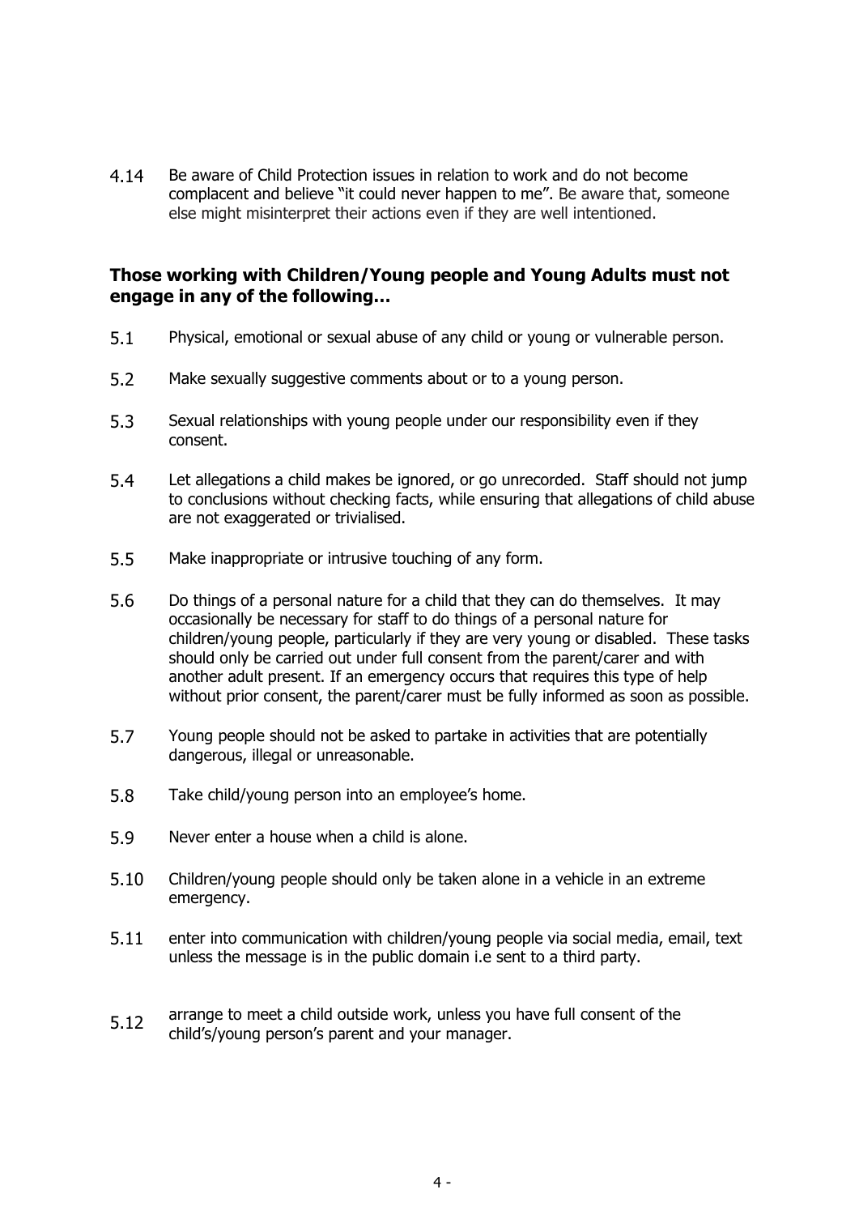4.14 Be aware of Child Protection issues in relation to work and do not become complacent and believe "it could never happen to me". Be aware that, someone else might misinterpret their actions even if they are well intentioned.

### Those working with Children/Young people and Young Adults must not engage in any of the following…

5.1 Physical, emotional or sexual abuse of any child or young or vulnerable person.

5.2 Make sexually suggestive comments about or to a young person.

5.3 Sexual relationships with young people under our responsibility even if they consent.

5.4 Let allegations a child makes be ignored, or go unrecorded. Staff should not jump to conclusions without checking facts, while ensuring that allegations of child abuse are not exaggerated or trivialised.

5.5 Make inappropriate or intrusive touching of any form.

5.6 Do things of a personal nature for a child that they can do themselves. It may occasionally be necessary for staff to do things of a personal nature for children/young people, particularly if they are very young or disabled. These tasks should only be carried out under full consent from the parent/carer and with another adult present. If an emergency occurs that requires this type of help without prior consent, the parent/carer must be fully informed as soon as possible.

5.7 Young people should not be asked to partake in activities that are potentially dangerous, illegal or unreasonable.

5.8 Take child/young person into an employee's home.

5.9 Never enter a house when a child is alone.

5.10 Children/young people should only be taken alone in a vehicle in an extreme emergency.

5.11 enter into communication with children/young people via social media, email, text unless the message is in the public domain i.e sent to a third party.

5.12 arrange to meet a child outside work, unless you have full consent of the child's/young person's parent and your manager.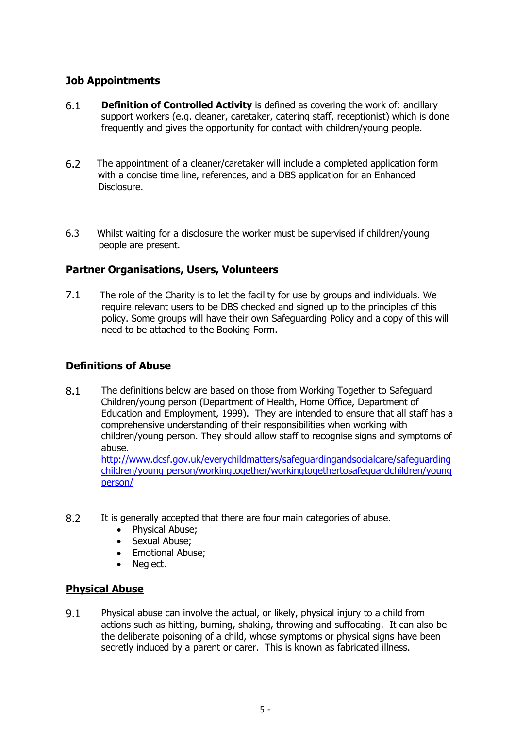## Job Appointments

6.1 **Definition of Controlled Activity** is defined as covering the work of: ancillary support workers (e.g. cleaner, caretaker, catering staff, receptionist) which is done frequently and gives the opportunity for contact with children/young people.

6.2 The appointment of a cleaner/caretaker will include a completed application form with a concise time line, references, and a DBS application for an Enhanced Disclosure.

6.3 Whilst waiting for a disclosure the worker must be supervised if children/young people are present.

## Partner Organisations, Users, Volunteers

7.1 The role of the Charity is to let the facility for use by groups and individuals. We require relevant users to be DBS checked and signed up to the principles of this policy. Some groups will have their own Safeguarding Policy and a copy of this will need to be attached to the Booking Form.

## Definitions of Abuse

8.1 The definitions below are based on those from Working Together to Safeguard Children/young person (Department of Health, Home Office, Department of Education and Employment, 1999). They are intended to ensure that all staff has a comprehensive understanding of their responsibilities when working with children/young person. They should allow staff to recognise signs and symptoms of abuse.
[http://www.dcsf.gov.uk/everychildmatters/safeguardingandsocialcare/safeguardingchildren/young person/workingtogether/workingtogethertosafeguardchildren/young person/](http://www.dcsf.gov.uk/everychildmatters/safeguardingandsocialcare/safeguardingchildren/young%20person/workingtogether/workingtogethertosafeguardchildren/young%20person/)

8.2 It is generally accepted that there are four main categories of abuse.

- Physical Abuse;
- Sexual Abuse;
- Emotional Abuse;
- Neglect.

## Physical Abuse

9.1 Physical abuse can involve the actual, or likely, physical injury to a child from actions such as hitting, burning, shaking, throwing and suffocating. It can also be the deliberate poisoning of a child, whose symptoms or physical signs have been secretly induced by a parent or carer. This is known as fabricated illness.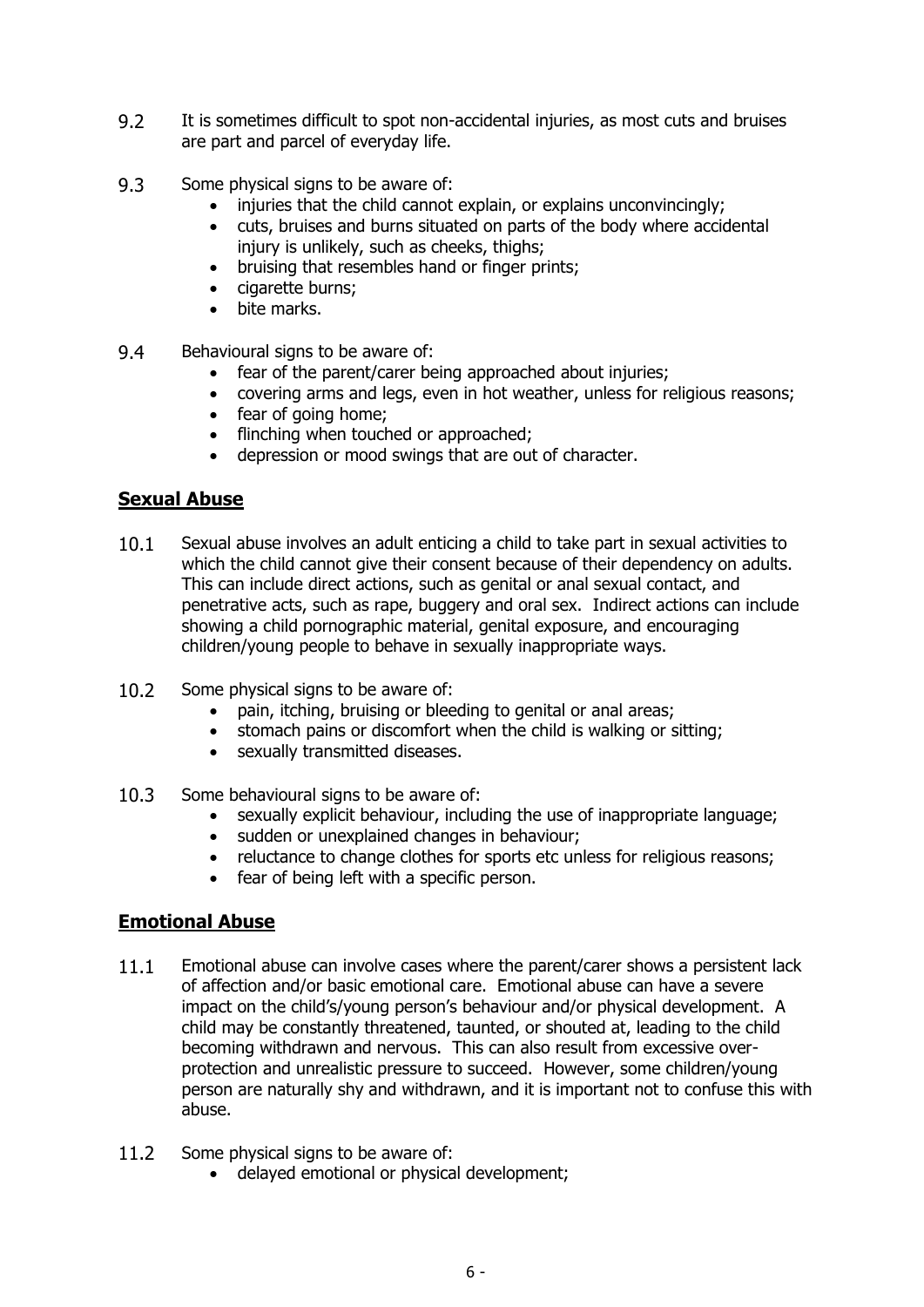9.2 It is sometimes difficult to spot non-accidental injuries, as most cuts and bruises are part and parcel of everyday life.

9.3 Some physical signs to be aware of:

- injuries that the child cannot explain, or explains unconvincingly;
- cuts, bruises and burns situated on parts of the body where accidental injury is unlikely, such as cheeks, thighs;
- bruising that resembles hand or finger prints;
- cigarette burns;
- bite marks.

9.4 Behavioural signs to be aware of:

- fear of the parent/carer being approached about injuries;
- covering arms and legs, even in hot weather, unless for religious reasons;
- fear of going home;
- flinching when touched or approached;
- depression or mood swings that are out of character.

## **Sexual Abuse**

10.1 Sexual abuse involves an adult enticing a child to take part in sexual activities to which the child cannot give their consent because of their dependency on adults. This can include direct actions, such as genital or anal sexual contact, and penetrative acts, such as rape, buggery and oral sex. Indirect actions can include showing a child pornographic material, genital exposure, and encouraging children/young people to behave in sexually inappropriate ways.

10.2 Some physical signs to be aware of:

- pain, itching, bruising or bleeding to genital or anal areas;
- stomach pains or discomfort when the child is walking or sitting;
- sexually transmitted diseases.

10.3 Some behavioural signs to be aware of:

- sexually explicit behaviour, including the use of inappropriate language;
- sudden or unexplained changes in behaviour;
- reluctance to change clothes for sports etc unless for religious reasons;
- fear of being left with a specific person.

## **Emotional Abuse**

11.1 Emotional abuse can involve cases where the parent/carer shows a persistent lack of affection and/or basic emotional care. Emotional abuse can have a severe impact on the child's/young person's behaviour and/or physical development. A child may be constantly threatened, taunted, or shouted at, leading to the child becoming withdrawn and nervous. This can also result from excessive over-protection and unrealistic pressure to succeed. However, some children/young person are naturally shy and withdrawn, and it is important not to confuse this with abuse.

11.2 Some physical signs to be aware of:

- delayed emotional or physical development;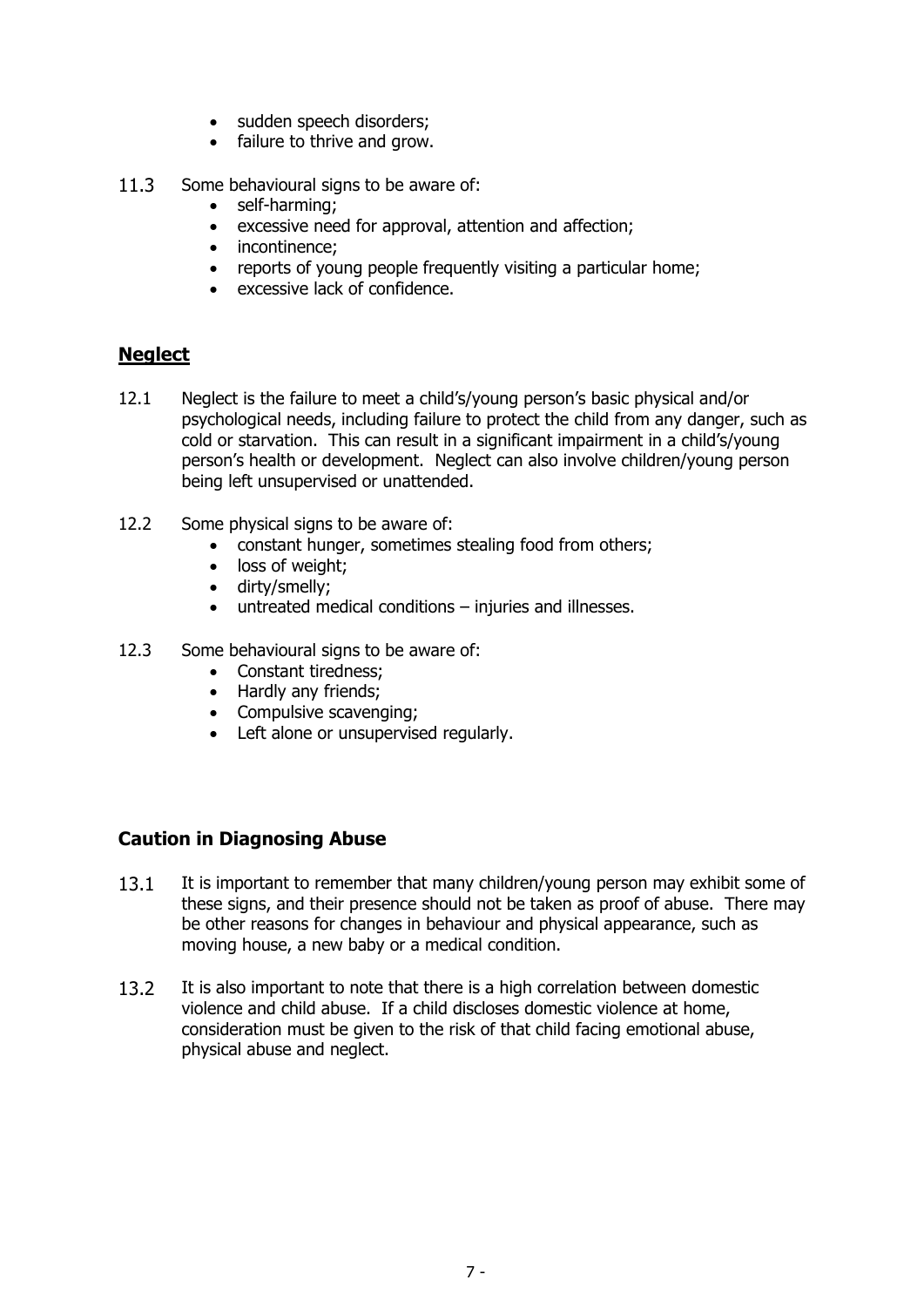- sudden speech disorders;
- failure to thrive and grow.

11.3 Some behavioural signs to be aware of:

- self-harming;
- excessive need for approval, attention and affection;
- incontinence;
- reports of young people frequently visiting a particular home;
- excessive lack of confidence.

## **Neglect**

12.1 Neglect is the failure to meet a child's/young person's basic physical and/or psychological needs, including failure to protect the child from any danger, such as cold or starvation. This can result in a significant impairment in a child's/young person's health or development. Neglect can also involve children/young person being left unsupervised or unattended.

12.2 Some physical signs to be aware of:

- constant hunger, sometimes stealing food from others;
- loss of weight;
- dirty/smelly;
- untreated medical conditions – injuries and illnesses.

12.3 Some behavioural signs to be aware of:

- Constant tiredness;
- Hardly any friends;
- Compulsive scavenging;
- Left alone or unsupervised regularly.

## Caution in Diagnosing Abuse

13.1 It is important to remember that many children/young person may exhibit some of these signs, and their presence should not be taken as proof of abuse. There may be other reasons for changes in behaviour and physical appearance, such as moving house, a new baby or a medical condition.

13.2 It is also important to note that there is a high correlation between domestic violence and child abuse. If a child discloses domestic violence at home, consideration must be given to the risk of that child facing emotional abuse, physical abuse and neglect.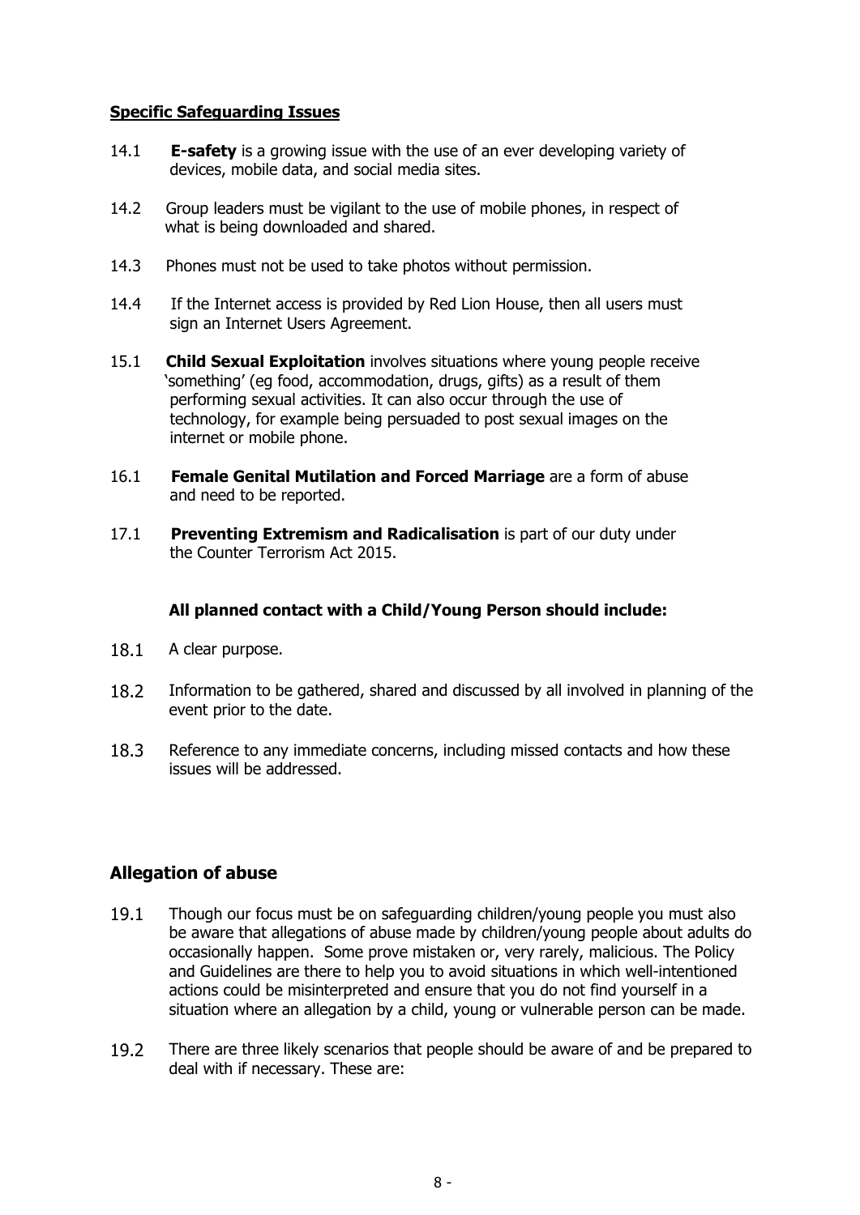**Specific Safeguarding Issues**

14.1 **E-safety** is a growing issue with the use of an ever developing variety of devices, mobile data, and social media sites.

14.2 Group leaders must be vigilant to the use of mobile phones, in respect of what is being downloaded and shared.

14.3 Phones must not be used to take photos without permission.

14.4 If the Internet access is provided by Red Lion House, then all users must sign an Internet Users Agreement.

15.1 **Child Sexual Exploitation** involves situations where young people receive 'something' (eg food, accommodation, drugs, gifts) as a result of them performing sexual activities. It can also occur through the use of technology, for example being persuaded to post sexual images on the internet or mobile phone.

16.1 **Female Genital Mutilation and Forced Marriage** are a form of abuse and need to be reported.

17.1 **Preventing Extremism and Radicalisation** is part of our duty under the Counter Terrorism Act 2015.

**All planned contact with a Child/Young Person should include:**

18.1 A clear purpose.

18.2 Information to be gathered, shared and discussed by all involved in planning of the event prior to the date.

18.3 Reference to any immediate concerns, including missed contacts and how these issues will be addressed.

## Allegation of abuse

19.1 Though our focus must be on safeguarding children/young people you must also be aware that allegations of abuse made by children/young people about adults do occasionally happen. Some prove mistaken or, very rarely, malicious. The Policy and Guidelines are there to help you to avoid situations in which well-intentioned actions could be misinterpreted and ensure that you do not find yourself in a situation where an allegation by a child, young or vulnerable person can be made.

19.2 There are three likely scenarios that people should be aware of and be prepared to deal with if necessary. These are: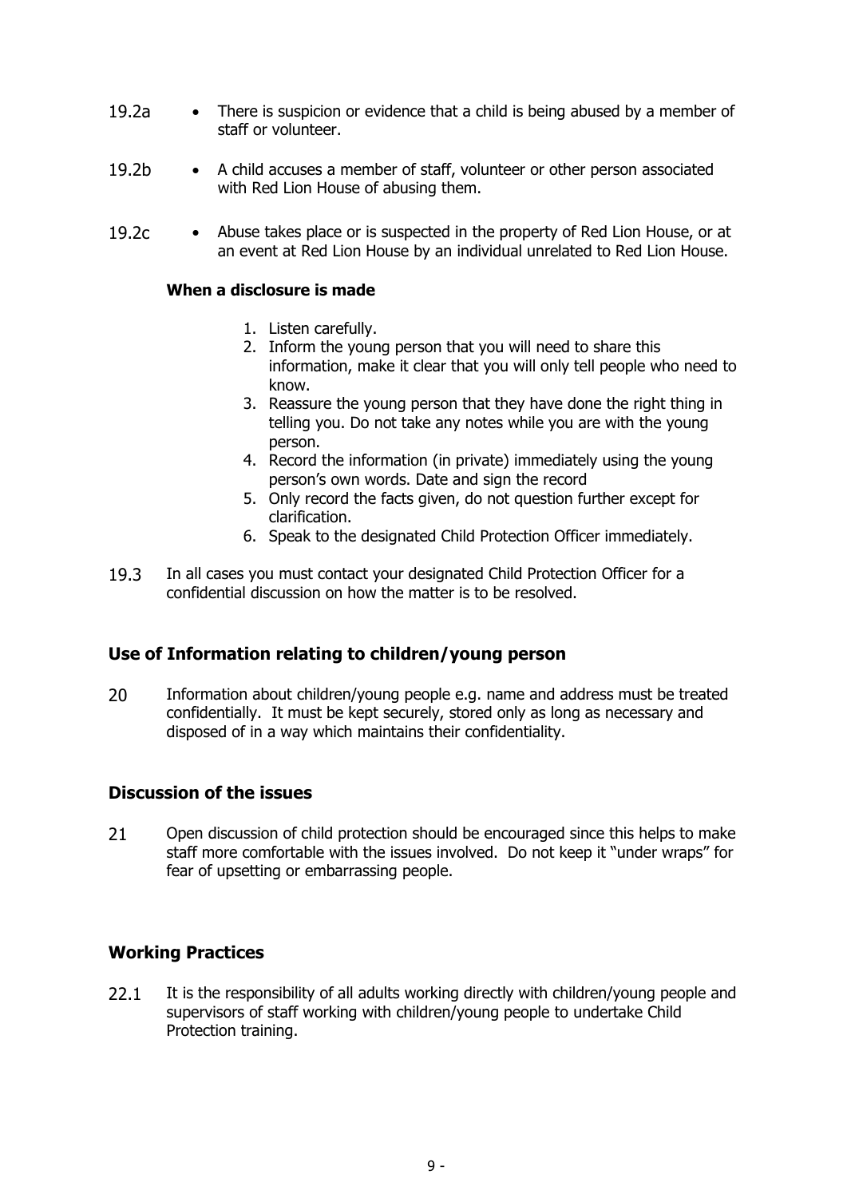19.2a • There is suspicion or evidence that a child is being abused by a member of staff or volunteer.

19.2b • A child accuses a member of staff, volunteer or other person associated with Red Lion House of abusing them.

19.2c • Abuse takes place or is suspected in the property of Red Lion House, or at an event at Red Lion House by an individual unrelated to Red Lion House.

**When a disclosure is made**

1. Listen carefully.
2. Inform the young person that you will need to share this information, make it clear that you will only tell people who need to know.
3. Reassure the young person that they have done the right thing in telling you. Do not take any notes while you are with the young person.
4. Record the information (in private) immediately using the young person's own words. Date and sign the record
5. Only record the facts given, do not question further except for clarification.
6. Speak to the designated Child Protection Officer immediately.

19.3 In all cases you must contact your designated Child Protection Officer for a confidential discussion on how the matter is to be resolved.

## Use of Information relating to children/young person

20 Information about children/young people e.g. name and address must be treated confidentially. It must be kept securely, stored only as long as necessary and disposed of in a way which maintains their confidentiality.

## Discussion of the issues

21 Open discussion of child protection should be encouraged since this helps to make staff more comfortable with the issues involved. Do not keep it "under wraps" for fear of upsetting or embarrassing people.

## Working Practices

22.1 It is the responsibility of all adults working directly with children/young people and supervisors of staff working with children/young people to undertake Child Protection training.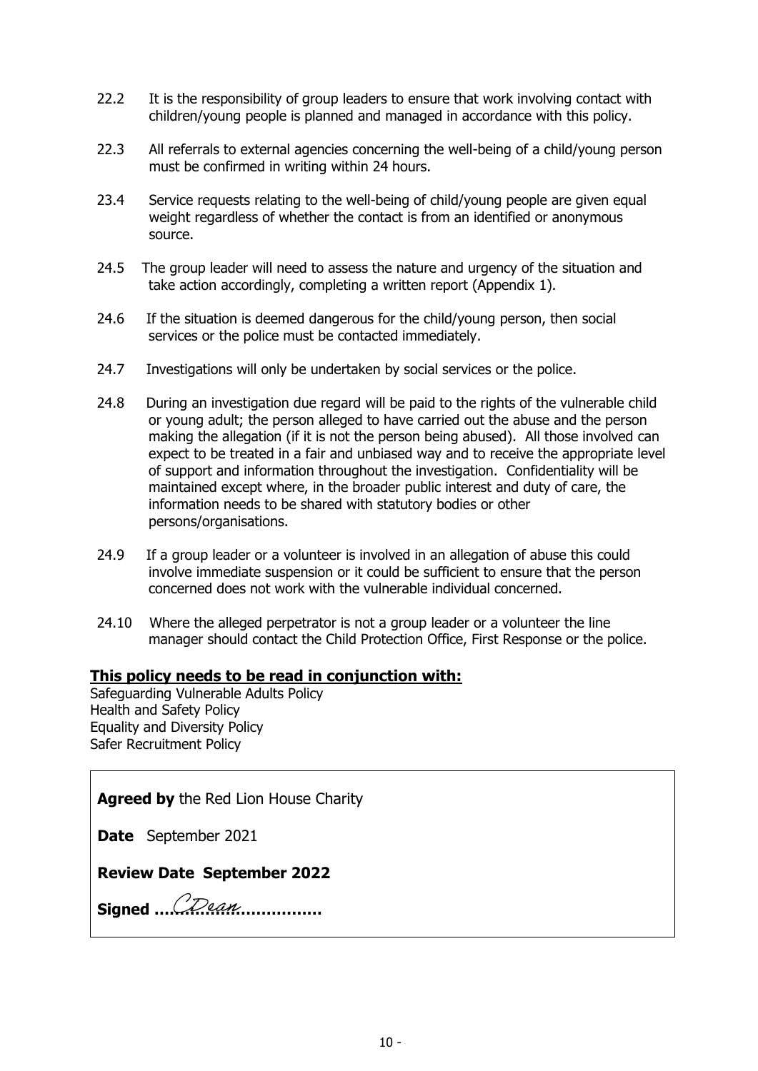22.2 It is the responsibility of group leaders to ensure that work involving contact with children/young people is planned and managed in accordance with this policy.

22.3 All referrals to external agencies concerning the well-being of a child/young person must be confirmed in writing within 24 hours.

23.4 Service requests relating to the well-being of child/young people are given equal weight regardless of whether the contact is from an identified or anonymous source.

24.5 The group leader will need to assess the nature and urgency of the situation and take action accordingly, completing a written report (Appendix 1).

24.6 If the situation is deemed dangerous for the child/young person, then social services or the police must be contacted immediately.

24.7 Investigations will only be undertaken by social services or the police.

24.8 During an investigation due regard will be paid to the rights of the vulnerable child or young adult; the person alleged to have carried out the abuse and the person making the allegation (if it is not the person being abused). All those involved can expect to be treated in a fair and unbiased way and to receive the appropriate level of support and information throughout the investigation. Confidentiality will be maintained except where, in the broader public interest and duty of care, the information needs to be shared with statutory bodies or other persons/organisations.

24.9 If a group leader or a volunteer is involved in an allegation of abuse this could involve immediate suspension or it could be sufficient to ensure that the person concerned does not work with the vulnerable individual concerned.

24.10 Where the alleged perpetrator is not a group leader or a volunteer the line manager should contact the Child Protection Office, First Response or the police.

**This policy needs to be read in conjunction with:**

Safeguarding Vulnerable Adults Policy
Health and Safety Policy
Equality and Diversity Policy
Safer Recruitment Policy

**Agreed by** the Red Lion House Charity

**Date** September 2021

**Review Date September 2022**

**Signed** ...CDean...............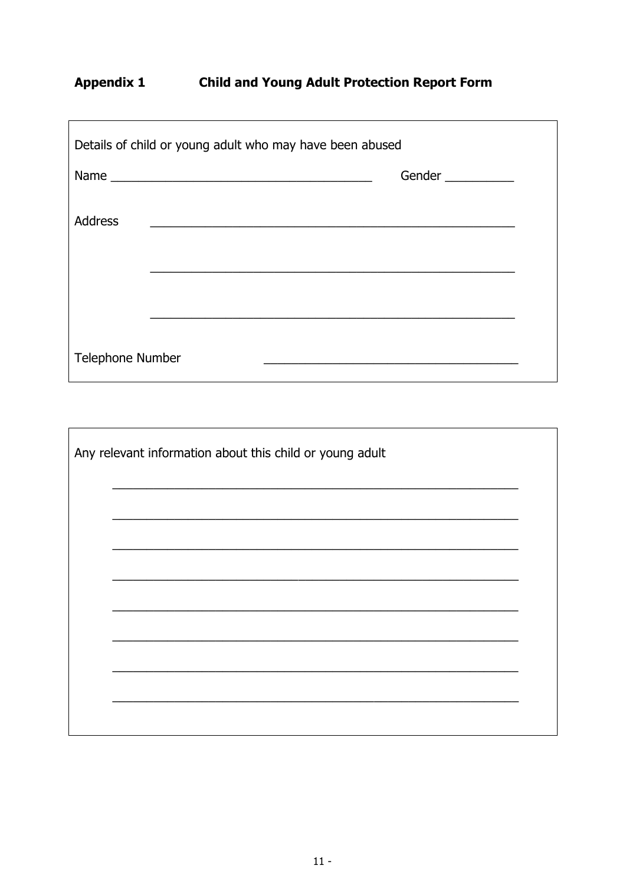## Appendix 1 Child and Young Adult Protection Report Form

Details of child or young adult who may have been abused

Name ______________________________________ Gender __________

Address ____________________________________________________

____________________________________________________

____________________________________________________

Telephone Number ____________________________________

Any relevant information about this child or young adult

____________________________________________________________

____________________________________________________________

____________________________________________________________

____________________________________________________________

____________________________________________________________

____________________________________________________________

____________________________________________________________

____________________________________________________________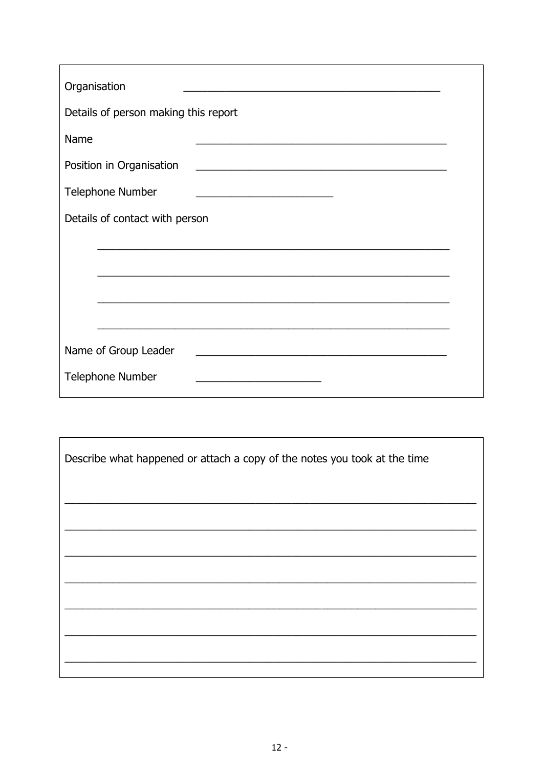Organisation ______________________________________________

Details of person making this report

Name ______________________________________________

Position in Organisation ______________________________________________

Telephone Number ________________________

Details of contact with person

______________________________________________________________

______________________________________________________________

______________________________________________________________

______________________________________________________________

Name of Group Leader ______________________________________________

Telephone Number ______________________

---

Describe what happened or attach a copy of the notes you took at the time

______________________________________________________________________

______________________________________________________________________

______________________________________________________________________

______________________________________________________________________

______________________________________________________________________

______________________________________________________________________

______________________________________________________________________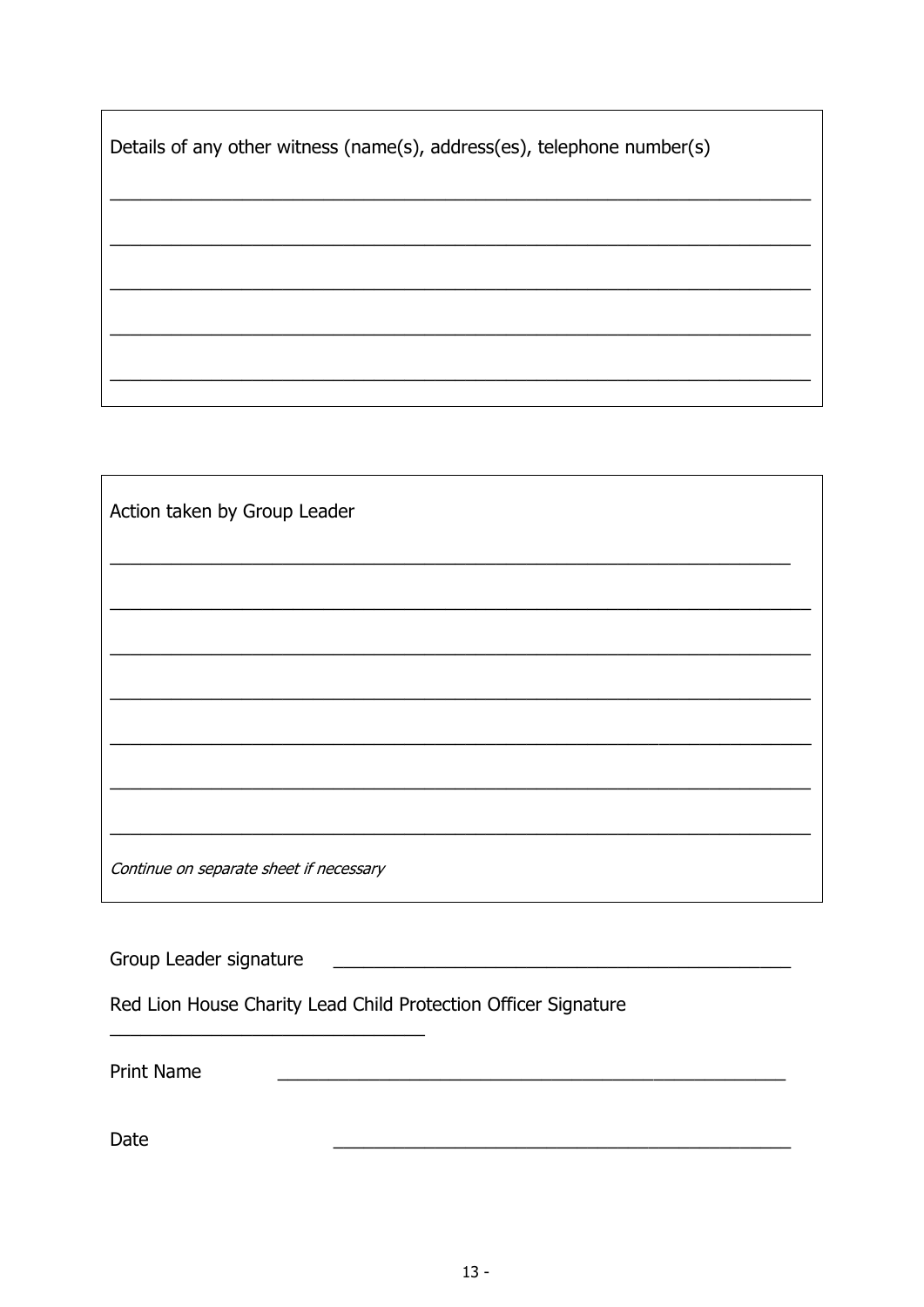Details of any other witness (name(s), address(es), telephone number(s)

______________________________________________________________________

______________________________________________________________________

______________________________________________________________________

______________________________________________________________________

______________________________________________________________________

Action taken by Group Leader

______________________________________________________________________

______________________________________________________________________

______________________________________________________________________

______________________________________________________________________

______________________________________________________________________

______________________________________________________________________

______________________________________________________________________

*Continue on separate sheet if necessary*

Group Leader signature ______________________________________________

Red Lion House Charity Lead Child Protection Officer Signature

______________________________

Print Name ______________________________________________

Date ______________________________________________